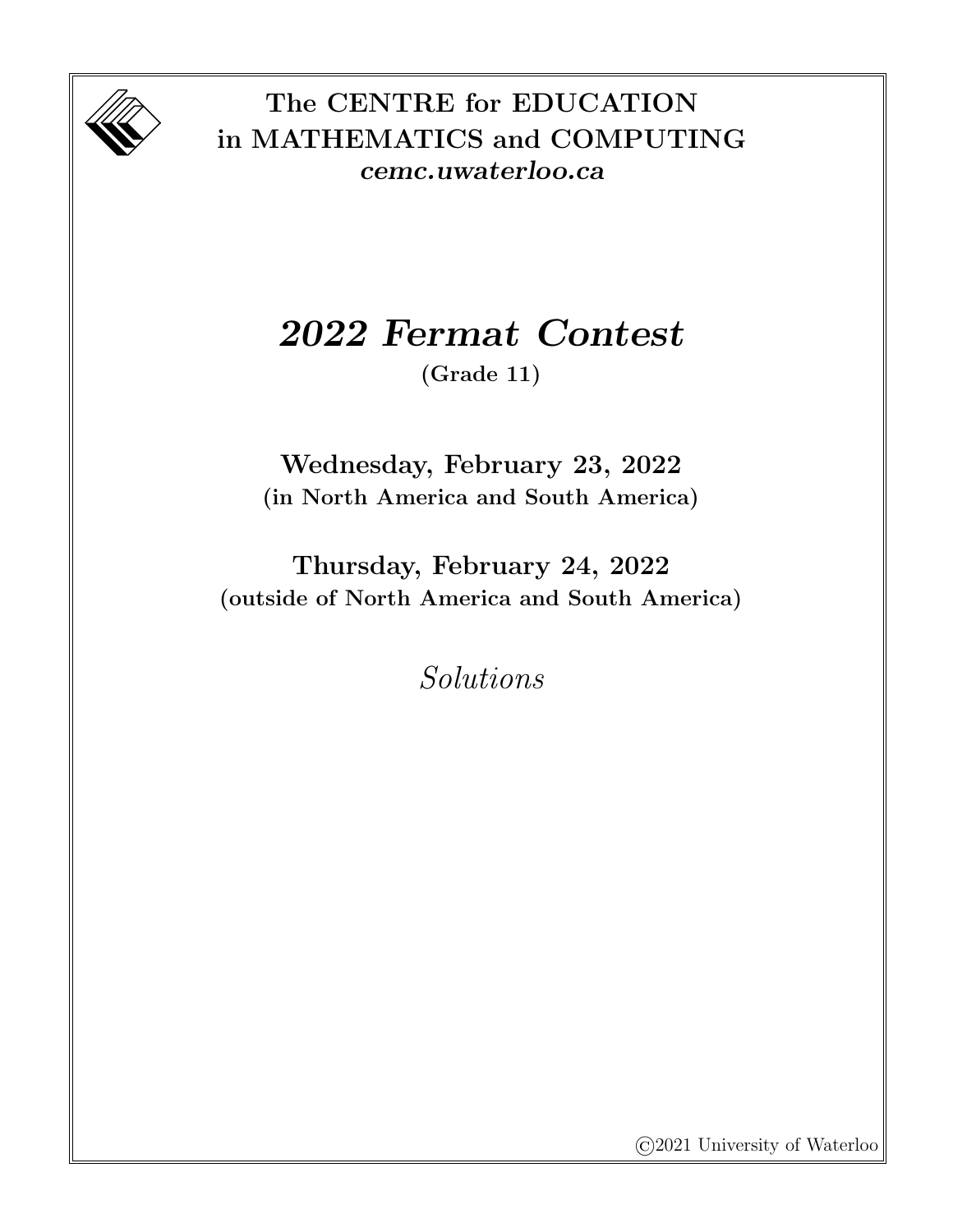**The CENTRE for EDUCATION in MATHEMATICS and COMPUTING**

***cemc.uwaterloo.ca***

# *2022 Fermat Contest*

**(Grade 11)**

**Wednesday, February 23, 2022**
**(in North America and South America)**

**Thursday, February 24, 2022**
**(outside of North America and South America)**

*Solutions*

©2021 University of Waterloo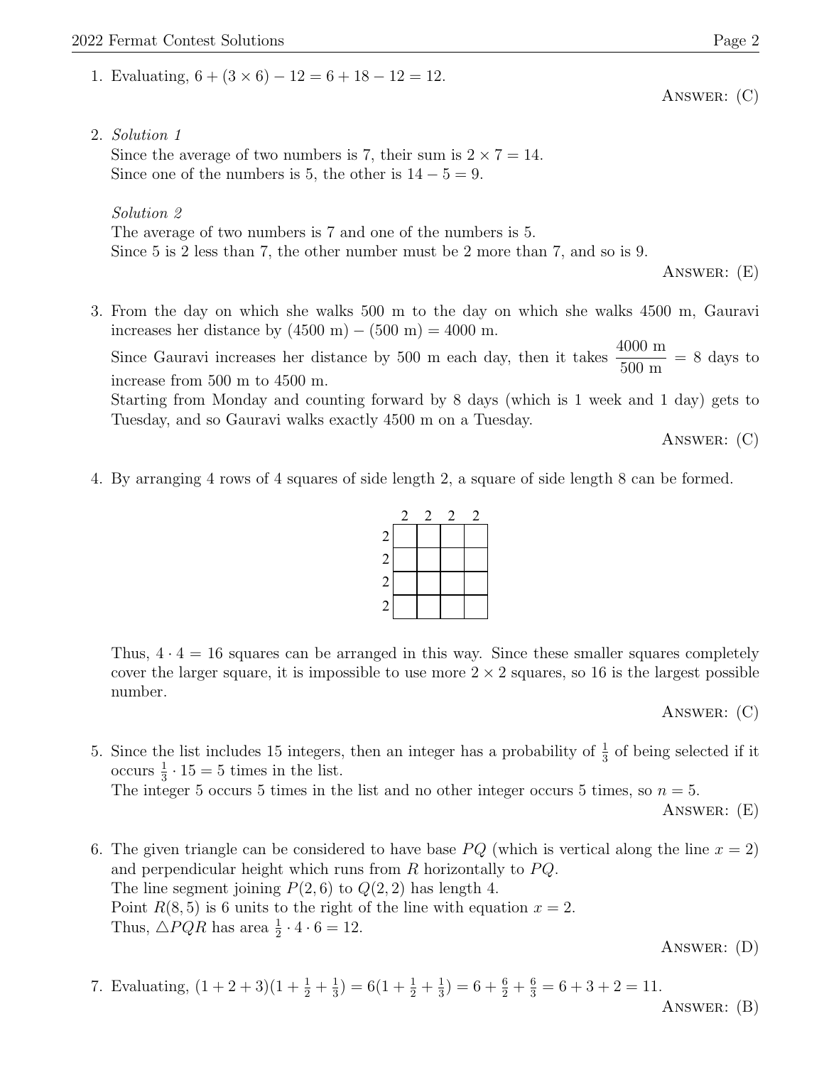1. Evaluating, $6 + (3 \times 6) - 12 = 6 + 18 - 12 = 12$.

   Answer: (C)

2. *Solution 1*
   Since the average of two numbers is 7, their sum is $2 \times 7 = 14$.
   Since one of the numbers is 5, the other is $14 - 5 = 9$.

   *Solution 2*
   The average of two numbers is 7 and one of the numbers is 5.
   Since 5 is 2 less than 7, the other number must be 2 more than 7, and so is 9.

   Answer: (E)

3. From the day on which she walks 500 m to the day on which she walks 4500 m, Gauravi increases her distance by $(4500 \text{ m}) - (500 \text{ m}) = 4000$ m.
   Since Gauravi increases her distance by 500 m each day, then it takes $\dfrac{4000 \text{ m}}{500 \text{ m}} = 8$ days to increase from 500 m to 4500 m.
   Starting from Monday and counting forward by 8 days (which is 1 week and 1 day) gets to Tuesday, and so Gauravi walks exactly 4500 m on a Tuesday.

   Answer: (C)

4. By arranging 4 rows of 4 squares of side length 2, a square of side length 8 can be formed.

   Thus, $4 \cdot 4 = 16$ squares can be arranged in this way. Since these smaller squares completely cover the larger square, it is impossible to use more $2 \times 2$ squares, so 16 is the largest possible number.

   Answer: (C)

5. Since the list includes 15 integers, then an integer has a probability of $\frac{1}{3}$ of being selected if it occurs $\frac{1}{3} \cdot 15 = 5$ times in the list.
   The integer 5 occurs 5 times in the list and no other integer occurs 5 times, so $n = 5$.

   Answer: (E)

6. The given triangle can be considered to have base $PQ$ (which is vertical along the line $x = 2$) and perpendicular height which runs from $R$ horizontally to $PQ$.
   The line segment joining $P(2, 6)$ to $Q(2, 2)$ has length 4.
   Point $R(8, 5)$ is 6 units to the right of the line with equation $x = 2$.
   Thus, $\triangle PQR$ has area $\frac{1}{2} \cdot 4 \cdot 6 = 12$.

   Answer: (D)

7. Evaluating, $(1 + 2 + 3)(1 + \frac{1}{2} + \frac{1}{3}) = 6(1 + \frac{1}{2} + \frac{1}{3}) = 6 + \frac{6}{2} + \frac{6}{3} = 6 + 3 + 2 = 11$.

   Answer: (B)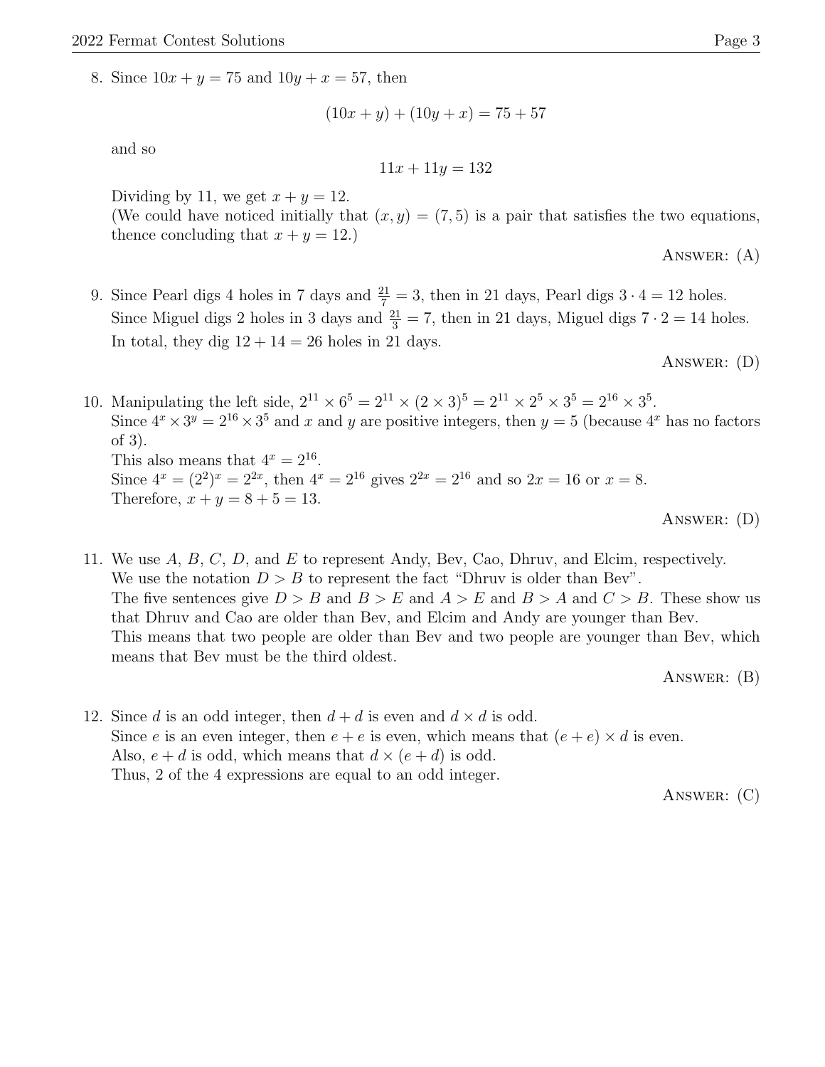8. Since $10x + y = 75$ and $10y + x = 57$, then

$$(10x + y) + (10y + x) = 75 + 57$$

and so

$$11x + 11y = 132$$

Dividing by 11, we get $x + y = 12$.
(We could have noticed initially that $(x, y) = (7, 5)$ is a pair that satisfies the two equations, thence concluding that $x + y = 12$.)

Answer: (A)

9. Since Pearl digs 4 holes in 7 days and $\frac{21}{7} = 3$, then in 21 days, Pearl digs $3 \cdot 4 = 12$ holes.
Since Miguel digs 2 holes in 3 days and $\frac{21}{3} = 7$, then in 21 days, Miguel digs $7 \cdot 2 = 14$ holes.
In total, they dig $12 + 14 = 26$ holes in 21 days.

Answer: (D)

10. Manipulating the left side, $2^{11} \times 6^5 = 2^{11} \times (2 \times 3)^5 = 2^{11} \times 2^5 \times 3^5 = 2^{16} \times 3^5$.
Since $4^x \times 3^y = 2^{16} \times 3^5$ and $x$ and $y$ are positive integers, then $y = 5$ (because $4^x$ has no factors of 3).
This also means that $4^x = 2^{16}$.
Since $4^x = (2^2)^x = 2^{2x}$, then $4^x = 2^{16}$ gives $2^{2x} = 2^{16}$ and so $2x = 16$ or $x = 8$.
Therefore, $x + y = 8 + 5 = 13$.

Answer: (D)

11. We use $A$, $B$, $C$, $D$, and $E$ to represent Andy, Bev, Cao, Dhruv, and Elcim, respectively.
We use the notation $D > B$ to represent the fact "Dhruv is older than Bev".
The five sentences give $D > B$ and $B > E$ and $A > E$ and $B > A$ and $C > B$. These show us that Dhruv and Cao are older than Bev, and Elcim and Andy are younger than Bev.
This means that two people are older than Bev and two people are younger than Bev, which means that Bev must be the third oldest.

Answer: (B)

12. Since $d$ is an odd integer, then $d + d$ is even and $d \times d$ is odd.
Since $e$ is an even integer, then $e + e$ is even, which means that $(e + e) \times d$ is even.
Also, $e + d$ is odd, which means that $d \times (e + d)$ is odd.
Thus, 2 of the 4 expressions are equal to an odd integer.

Answer: (C)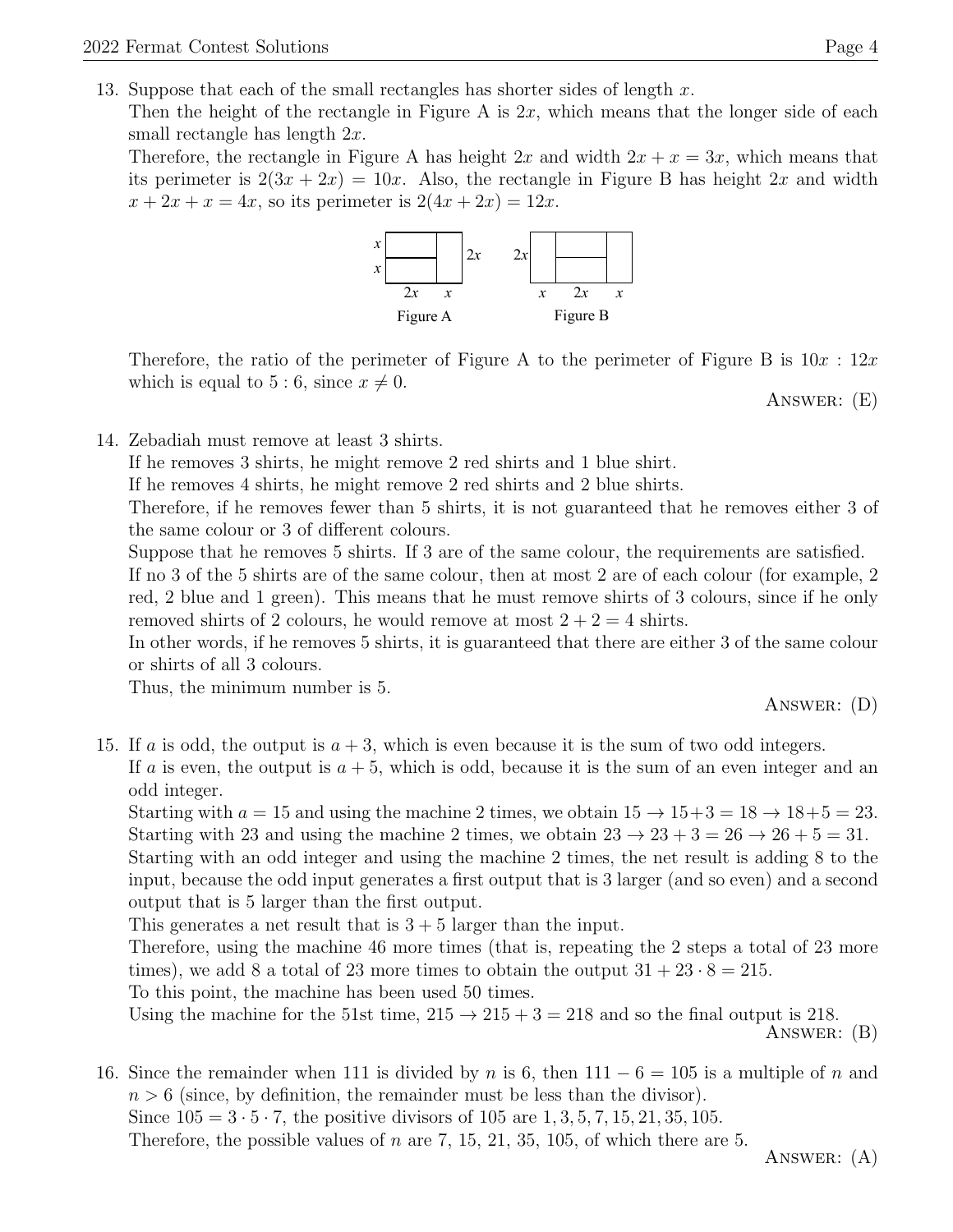13. Suppose that each of the small rectangles has shorter sides of length $x$.
Then the height of the rectangle in Figure A is $2x$, which means that the longer side of each small rectangle has length $2x$.
Therefore, the rectangle in Figure A has height $2x$ and width $2x + x = 3x$, which means that its perimeter is $2(3x + 2x) = 10x$. Also, the rectangle in Figure B has height $2x$ and width $x + 2x + x = 4x$, so its perimeter is $2(4x + 2x) = 12x$.

Figure A    Figure B

Therefore, the ratio of the perimeter of Figure A to the perimeter of Figure B is $10x : 12x$ which is equal to $5 : 6$, since $x \neq 0$.

ANSWER: (E)

14. Zebadiah must remove at least 3 shirts.
If he removes 3 shirts, he might remove 2 red shirts and 1 blue shirt.
If he removes 4 shirts, he might remove 2 red shirts and 2 blue shirts.
Therefore, if he removes fewer than 5 shirts, it is not guaranteed that he removes either 3 of the same colour or 3 of different colours.
Suppose that he removes 5 shirts. If 3 are of the same colour, the requirements are satisfied.
If no 3 of the 5 shirts are of the same colour, then at most 2 are of each colour (for example, 2 red, 2 blue and 1 green). This means that he must remove shirts of 3 colours, since if he only removed shirts of 2 colours, he would remove at most $2 + 2 = 4$ shirts.
In other words, if he removes 5 shirts, it is guaranteed that there are either 3 of the same colour or shirts of all 3 colours.
Thus, the minimum number is 5.

ANSWER: (D)

15. If $a$ is odd, the output is $a + 3$, which is even because it is the sum of two odd integers.
If $a$ is even, the output is $a + 5$, which is odd, because it is the sum of an even integer and an odd integer.
Starting with $a = 15$ and using the machine 2 times, we obtain $15 \to 15+3 = 18 \to 18+5 = 23$.
Starting with 23 and using the machine 2 times, we obtain $23 \to 23 + 3 = 26 \to 26 + 5 = 31$.
Starting with an odd integer and using the machine 2 times, the net result is adding 8 to the input, because the odd input generates a first output that is 3 larger (and so even) and a second output that is 5 larger than the first output.
This generates a net result that is $3 + 5$ larger than the input.
Therefore, using the machine 46 more times (that is, repeating the 2 steps a total of 23 more times), we add 8 a total of 23 more times to obtain the output $31 + 23 \cdot 8 = 215$.
To this point, the machine has been used 50 times.
Using the machine for the 51st time, $215 \to 215 + 3 = 218$ and so the final output is 218.

ANSWER: (B)

16. Since the remainder when 111 is divided by $n$ is 6, then $111 - 6 = 105$ is a multiple of $n$ and $n > 6$ (since, by definition, the remainder must be less than the divisor).
Since $105 = 3 \cdot 5 \cdot 7$, the positive divisors of 105 are $1, 3, 5, 7, 15, 21, 35, 105$.
Therefore, the possible values of $n$ are 7, 15, 21, 35, 105, of which there are 5.

ANSWER: (A)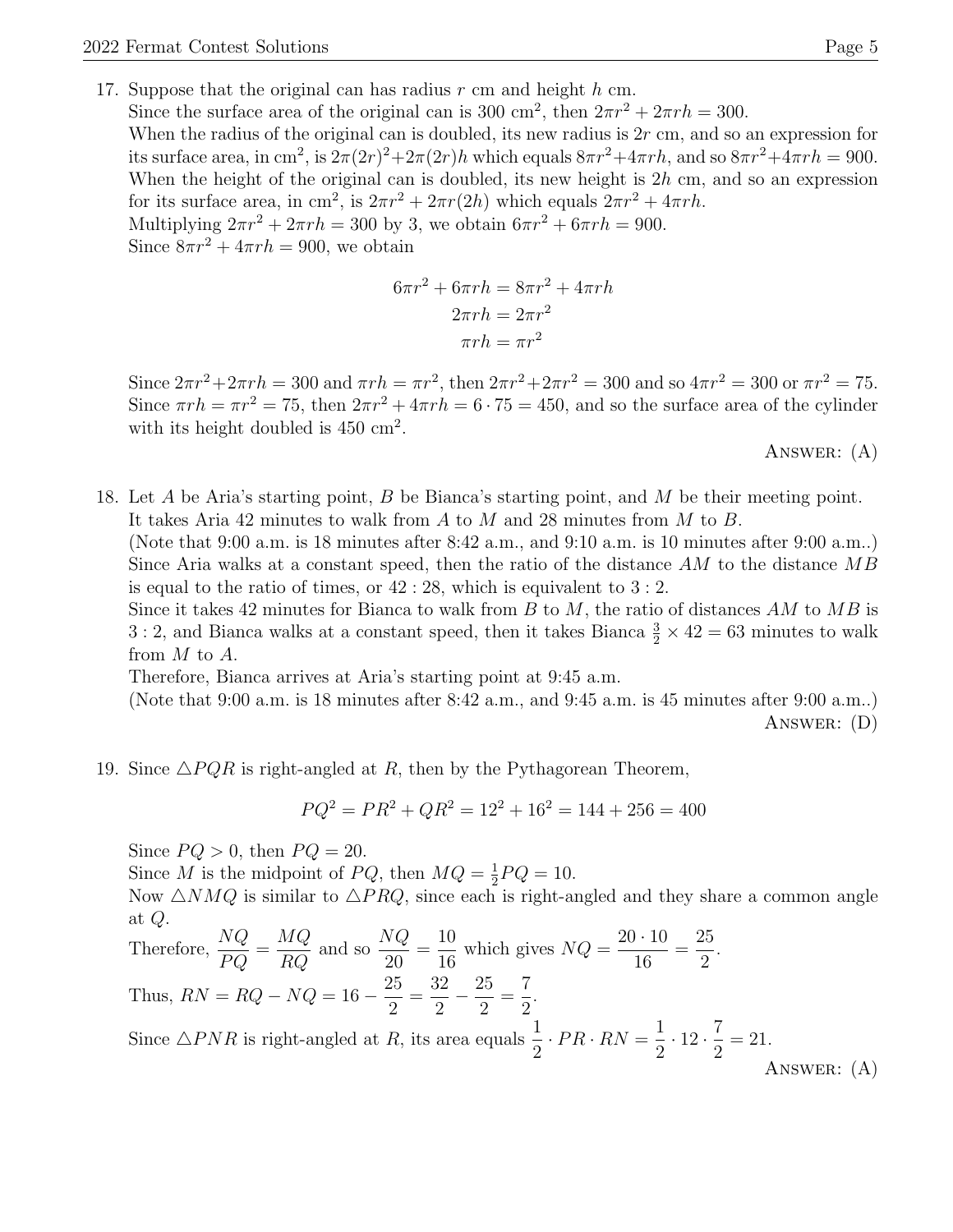17. Suppose that the original can has radius $r$ cm and height $h$ cm.
Since the surface area of the original can is 300 cm$^2$, then $2\pi r^2 + 2\pi rh = 300$.
When the radius of the original can is doubled, its new radius is $2r$ cm, and so an expression for its surface area, in cm$^2$, is $2\pi(2r)^2 + 2\pi(2r)h$ which equals $8\pi r^2 + 4\pi rh$, and so $8\pi r^2 + 4\pi rh = 900$.
When the height of the original can is doubled, its new height is $2h$ cm, and so an expression for its surface area, in cm$^2$, is $2\pi r^2 + 2\pi r(2h)$ which equals $2\pi r^2 + 4\pi rh$.
Multiplying $2\pi r^2 + 2\pi rh = 300$ by 3, we obtain $6\pi r^2 + 6\pi rh = 900$.
Since $8\pi r^2 + 4\pi rh = 900$, we obtain

$$6\pi r^2 + 6\pi rh = 8\pi r^2 + 4\pi rh$$
$$2\pi rh = 2\pi r^2$$
$$\pi rh = \pi r^2$$

Since $2\pi r^2 + 2\pi rh = 300$ and $\pi rh = \pi r^2$, then $2\pi r^2 + 2\pi r^2 = 300$ and so $4\pi r^2 = 300$ or $\pi r^2 = 75$.
Since $\pi rh = \pi r^2 = 75$, then $2\pi r^2 + 4\pi rh = 6 \cdot 75 = 450$, and so the surface area of the cylinder with its height doubled is 450 cm$^2$.

ANSWER: (A)

18. Let $A$ be Aria's starting point, $B$ be Bianca's starting point, and $M$ be their meeting point.
It takes Aria 42 minutes to walk from $A$ to $M$ and 28 minutes from $M$ to $B$.
(Note that 9:00 a.m. is 18 minutes after 8:42 a.m., and 9:10 a.m. is 10 minutes after 9:00 a.m..)
Since Aria walks at a constant speed, then the ratio of the distance $AM$ to the distance $MB$ is equal to the ratio of times, or $42 : 28$, which is equivalent to $3 : 2$.
Since it takes 42 minutes for Bianca to walk from $B$ to $M$, the ratio of distances $AM$ to $MB$ is $3 : 2$, and Bianca walks at a constant speed, then it takes Bianca $\frac{3}{2} \times 42 = 63$ minutes to walk from $M$ to $A$.
Therefore, Bianca arrives at Aria's starting point at 9:45 a.m.
(Note that 9:00 a.m. is 18 minutes after 8:42 a.m., and 9:45 a.m. is 45 minutes after 9:00 a.m..)

ANSWER: (D)

19. Since $\triangle PQR$ is right-angled at $R$, then by the Pythagorean Theorem,

$$PQ^2 = PR^2 + QR^2 = 12^2 + 16^2 = 144 + 256 = 400$$

Since $PQ > 0$, then $PQ = 20$.
Since $M$ is the midpoint of $PQ$, then $MQ = \frac{1}{2}PQ = 10$.
Now $\triangle NMQ$ is similar to $\triangle PRQ$, since each is right-angled and they share a common angle at $Q$.
Therefore, $\dfrac{NQ}{PQ} = \dfrac{MQ}{RQ}$ and so $\dfrac{NQ}{20} = \dfrac{10}{16}$ which gives $NQ = \dfrac{20 \cdot 10}{16} = \dfrac{25}{2}$.
Thus, $RN = RQ - NQ = 16 - \dfrac{25}{2} = \dfrac{32}{2} - \dfrac{25}{2} = \dfrac{7}{2}$.
Since $\triangle PNR$ is right-angled at $R$, its area equals $\dfrac{1}{2} \cdot PR \cdot RN = \dfrac{1}{2} \cdot 12 \cdot \dfrac{7}{2} = 21$.

ANSWER: (A)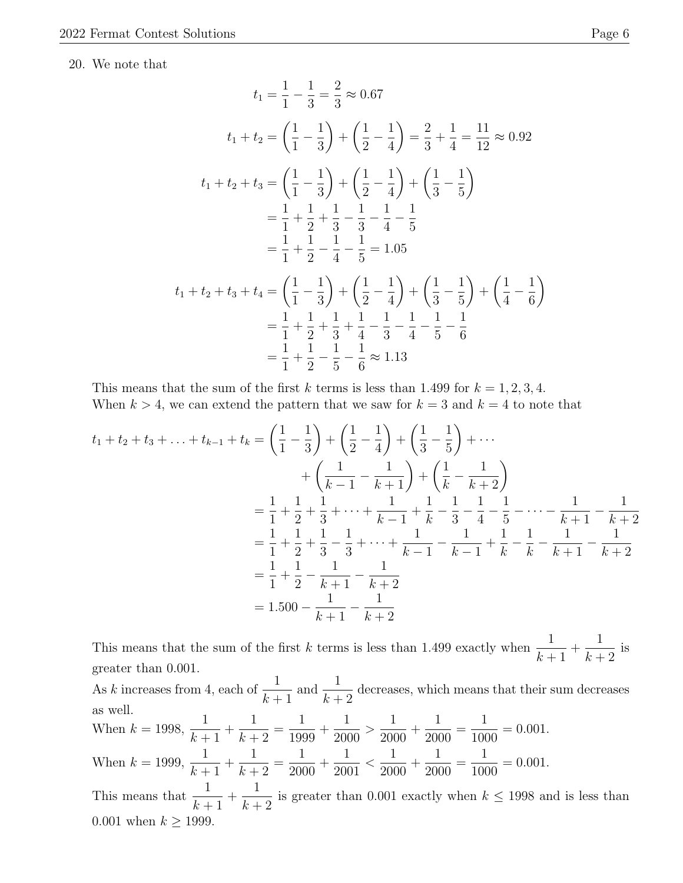20. We note that

$$t_1 = \frac{1}{1} - \frac{1}{3} = \frac{2}{3} \approx 0.67$$

$$t_1 + t_2 = \left(\frac{1}{1} - \frac{1}{3}\right) + \left(\frac{1}{2} - \frac{1}{4}\right) = \frac{2}{3} + \frac{1}{4} = \frac{11}{12} \approx 0.92$$

$$\begin{aligned}
t_1 + t_2 + t_3 &= \left(\frac{1}{1} - \frac{1}{3}\right) + \left(\frac{1}{2} - \frac{1}{4}\right) + \left(\frac{1}{3} - \frac{1}{5}\right) \\
&= \frac{1}{1} + \frac{1}{2} + \frac{1}{3} - \frac{1}{3} - \frac{1}{4} - \frac{1}{5} \\
&= \frac{1}{1} + \frac{1}{2} - \frac{1}{4} - \frac{1}{5} = 1.05
\end{aligned}$$

$$\begin{aligned}
t_1 + t_2 + t_3 + t_4 &= \left(\frac{1}{1} - \frac{1}{3}\right) + \left(\frac{1}{2} - \frac{1}{4}\right) + \left(\frac{1}{3} - \frac{1}{5}\right) + \left(\frac{1}{4} - \frac{1}{6}\right) \\
&= \frac{1}{1} + \frac{1}{2} + \frac{1}{3} + \frac{1}{4} - \frac{1}{3} - \frac{1}{4} - \frac{1}{5} - \frac{1}{6} \\
&= \frac{1}{1} + \frac{1}{2} - \frac{1}{5} - \frac{1}{6} \approx 1.13
\end{aligned}$$

This means that the sum of the first $k$ terms is less than 1.499 for $k = 1, 2, 3, 4$.
When $k > 4$, we can extend the pattern that we saw for $k = 3$ and $k = 4$ to note that

$$\begin{aligned}
t_1 + t_2 + t_3 + \ldots + t_{k-1} + t_k &= \left(\frac{1}{1} - \frac{1}{3}\right) + \left(\frac{1}{2} - \frac{1}{4}\right) + \left(\frac{1}{3} - \frac{1}{5}\right) + \cdots \\
&\qquad + \left(\frac{1}{k-1} - \frac{1}{k+1}\right) + \left(\frac{1}{k} - \frac{1}{k+2}\right) \\
&= \frac{1}{1} + \frac{1}{2} + \frac{1}{3} + \cdots + \frac{1}{k-1} + \frac{1}{k} - \frac{1}{3} - \frac{1}{4} - \frac{1}{5} - \cdots - \frac{1}{k+1} - \frac{1}{k+2} \\
&= \frac{1}{1} + \frac{1}{2} + \frac{1}{3} - \frac{1}{3} + \cdots + \frac{1}{k-1} - \frac{1}{k-1} + \frac{1}{k} - \frac{1}{k} - \frac{1}{k+1} - \frac{1}{k+2} \\
&= \frac{1}{1} + \frac{1}{2} - \frac{1}{k+1} - \frac{1}{k+2} \\
&= 1.500 - \frac{1}{k+1} - \frac{1}{k+2}
\end{aligned}$$

This means that the sum of the first $k$ terms is less than 1.499 exactly when $\frac{1}{k+1} + \frac{1}{k+2}$ is greater than 0.001.
As $k$ increases from 4, each of $\frac{1}{k+1}$ and $\frac{1}{k+2}$ decreases, which means that their sum decreases as well.
When $k = 1998$, $\frac{1}{k+1} + \frac{1}{k+2} = \frac{1}{1999} + \frac{1}{2000} > \frac{1}{2000} + \frac{1}{2000} = \frac{1}{1000} = 0.001$.
When $k = 1999$, $\frac{1}{k+1} + \frac{1}{k+2} = \frac{1}{2000} + \frac{1}{2001} < \frac{1}{2000} + \frac{1}{2000} = \frac{1}{1000} = 0.001$.
This means that $\frac{1}{k+1} + \frac{1}{k+2}$ is greater than 0.001 exactly when $k \leq 1998$ and is less than 0.001 when $k \geq 1999$.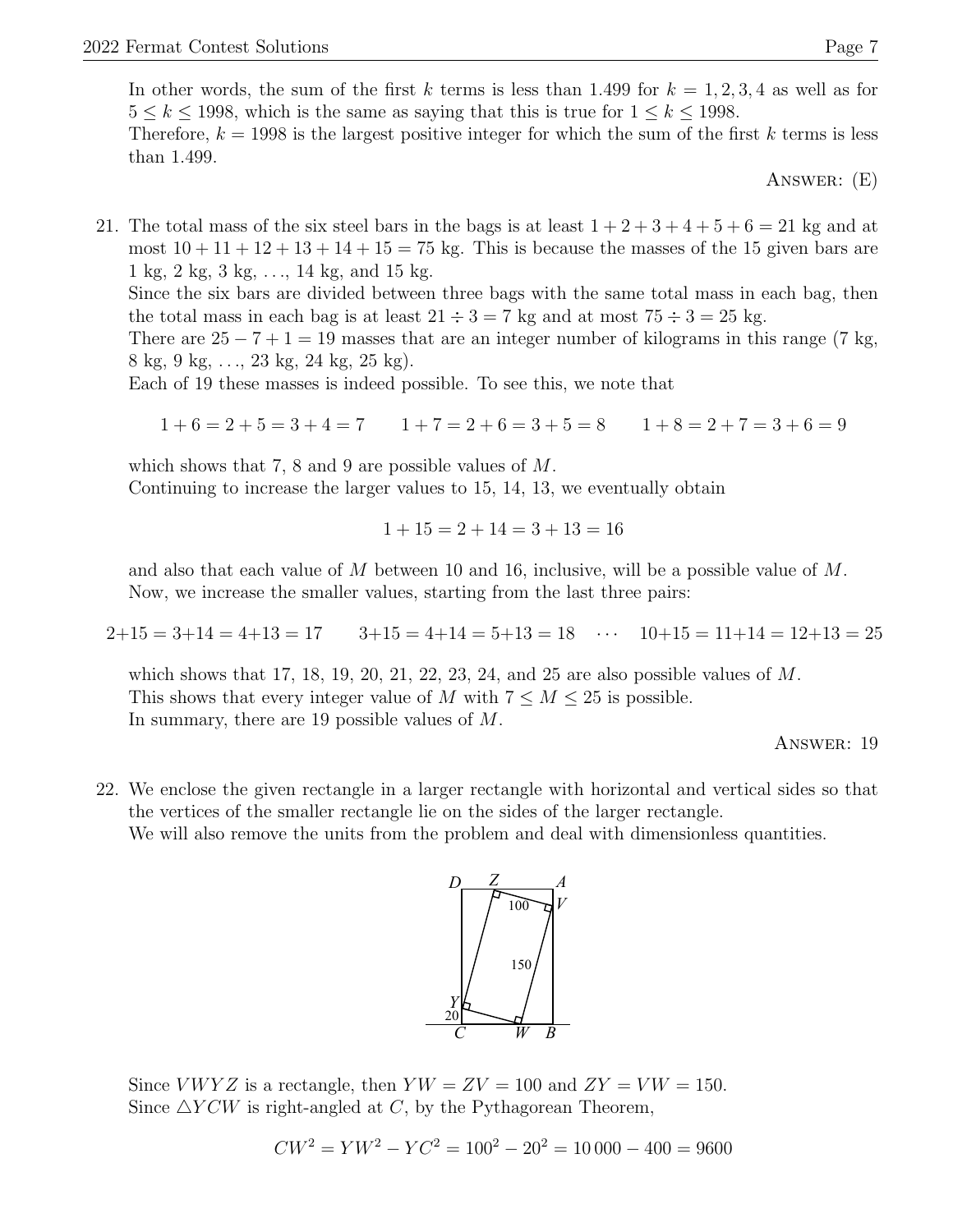In other words, the sum of the first $k$ terms is less than 1.499 for $k = 1, 2, 3, 4$ as well as for $5 \le k \le 1998$, which is the same as saying that this is true for $1 \le k \le 1998$.
Therefore, $k = 1998$ is the largest positive integer for which the sum of the first $k$ terms is less than 1.499.

ANSWER: (E)

21. The total mass of the six steel bars in the bags is at least $1 + 2 + 3 + 4 + 5 + 6 = 21$ kg and at most $10 + 11 + 12 + 13 + 14 + 15 = 75$ kg. This is because the masses of the 15 given bars are 1 kg, 2 kg, 3 kg, ..., 14 kg, and 15 kg.
Since the six bars are divided between three bags with the same total mass in each bag, then the total mass in each bag is at least $21 \div 3 = 7$ kg and at most $75 \div 3 = 25$ kg.
There are $25 - 7 + 1 = 19$ masses that are an integer number of kilograms in this range (7 kg, 8 kg, 9 kg, ..., 23 kg, 24 kg, 25 kg).
Each of 19 these masses is indeed possible. To see this, we note that

$$1 + 6 = 2 + 5 = 3 + 4 = 7 \qquad 1 + 7 = 2 + 6 = 3 + 5 = 8 \qquad 1 + 8 = 2 + 7 = 3 + 6 = 9$$

which shows that 7, 8 and 9 are possible values of $M$.
Continuing to increase the larger values to 15, 14, 13, we eventually obtain

$$1 + 15 = 2 + 14 = 3 + 13 = 16$$

and also that each value of $M$ between 10 and 16, inclusive, will be a possible value of $M$.
Now, we increase the smaller values, starting from the last three pairs:

$$2+15 = 3+14 = 4+13 = 17 \qquad 3+15 = 4+14 = 5+13 = 18 \quad \cdots \quad 10+15 = 11+14 = 12+13 = 25$$

which shows that 17, 18, 19, 20, 21, 22, 23, 24, and 25 are also possible values of $M$.
This shows that every integer value of $M$ with $7 \le M \le 25$ is possible.
In summary, there are 19 possible values of $M$.

ANSWER: 19

22. We enclose the given rectangle in a larger rectangle with horizontal and vertical sides so that the vertices of the smaller rectangle lie on the sides of the larger rectangle.
We will also remove the units from the problem and deal with dimensionless quantities.

Since $VWYZ$ is a rectangle, then $YW = ZV = 100$ and $ZY = VW = 150$.
Since $\triangle YCW$ is right-angled at $C$, by the Pythagorean Theorem,

$$CW^2 = YW^2 - YC^2 = 100^2 - 20^2 = 10\,000 - 400 = 9600$$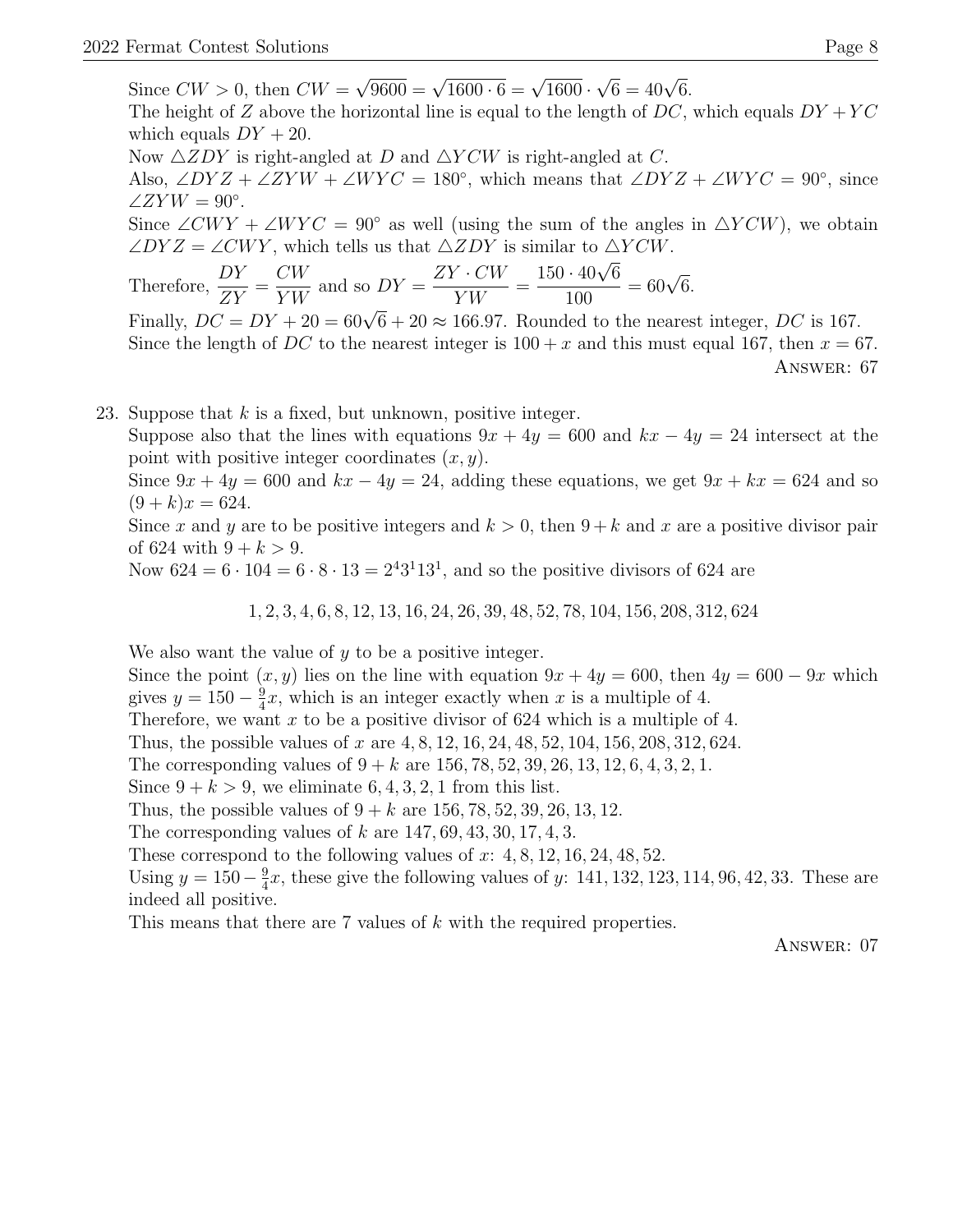Since $CW > 0$, then $CW = \sqrt{9600} = \sqrt{1600 \cdot 6} = \sqrt{1600} \cdot \sqrt{6} = 40\sqrt{6}$.

The height of $Z$ above the horizontal line is equal to the length of $DC$, which equals $DY + YC$ which equals $DY + 20$.

Now $\triangle ZDY$ is right-angled at $D$ and $\triangle YCW$ is right-angled at $C$.

Also, $\angle DYZ + \angle ZYW + \angle WYC = 180^\circ$, which means that $\angle DYZ + \angle WYC = 90^\circ$, since $\angle ZYW = 90^\circ$.

Since $\angle CWY + \angle WYC = 90^\circ$ as well (using the sum of the angles in $\triangle YCW$), we obtain $\angle DYZ = \angle CWY$, which tells us that $\triangle ZDY$ is similar to $\triangle YCW$.

Therefore, $\dfrac{DY}{ZY} = \dfrac{CW}{YW}$ and so $DY = \dfrac{ZY \cdot CW}{YW} = \dfrac{150 \cdot 40\sqrt{6}}{100} = 60\sqrt{6}$.

Finally, $DC = DY + 20 = 60\sqrt{6} + 20 \approx 166.97$. Rounded to the nearest integer, $DC$ is 167.

Since the length of $DC$ to the nearest integer is $100 + x$ and this must equal 167, then $x = 67$.

Answer: 67

23. Suppose that $k$ is a fixed, but unknown, positive integer.

Suppose also that the lines with equations $9x + 4y = 600$ and $kx - 4y = 24$ intersect at the point with positive integer coordinates $(x, y)$.

Since $9x + 4y = 600$ and $kx - 4y = 24$, adding these equations, we get $9x + kx = 624$ and so $(9 + k)x = 624$.

Since $x$ and $y$ are to be positive integers and $k > 0$, then $9 + k$ and $x$ are a positive divisor pair of 624 with $9 + k > 9$.

Now $624 = 6 \cdot 104 = 6 \cdot 8 \cdot 13 = 2^4 3^1 13^1$, and so the positive divisors of 624 are

$$1, 2, 3, 4, 6, 8, 12, 13, 16, 24, 26, 39, 48, 52, 78, 104, 156, 208, 312, 624$$

We also want the value of $y$ to be a positive integer.

Since the point $(x, y)$ lies on the line with equation $9x + 4y = 600$, then $4y = 600 - 9x$ which gives $y = 150 - \frac{9}{4}x$, which is an integer exactly when $x$ is a multiple of 4.

Therefore, we want $x$ to be a positive divisor of 624 which is a multiple of 4.

Thus, the possible values of $x$ are $4, 8, 12, 16, 24, 48, 52, 104, 156, 208, 312, 624$.

The corresponding values of $9 + k$ are $156, 78, 52, 39, 26, 13, 12, 6, 4, 3, 2, 1$.

Since $9 + k > 9$, we eliminate $6, 4, 3, 2, 1$ from this list.

Thus, the possible values of $9 + k$ are $156, 78, 52, 39, 26, 13, 12$.

The corresponding values of $k$ are $147, 69, 43, 30, 17, 4, 3$.

These correspond to the following values of $x$: $4, 8, 12, 16, 24, 48, 52$.

Using $y = 150 - \frac{9}{4}x$, these give the following values of $y$: $141, 132, 123, 114, 96, 42, 33$. These are indeed all positive.

This means that there are 7 values of $k$ with the required properties.

Answer: 07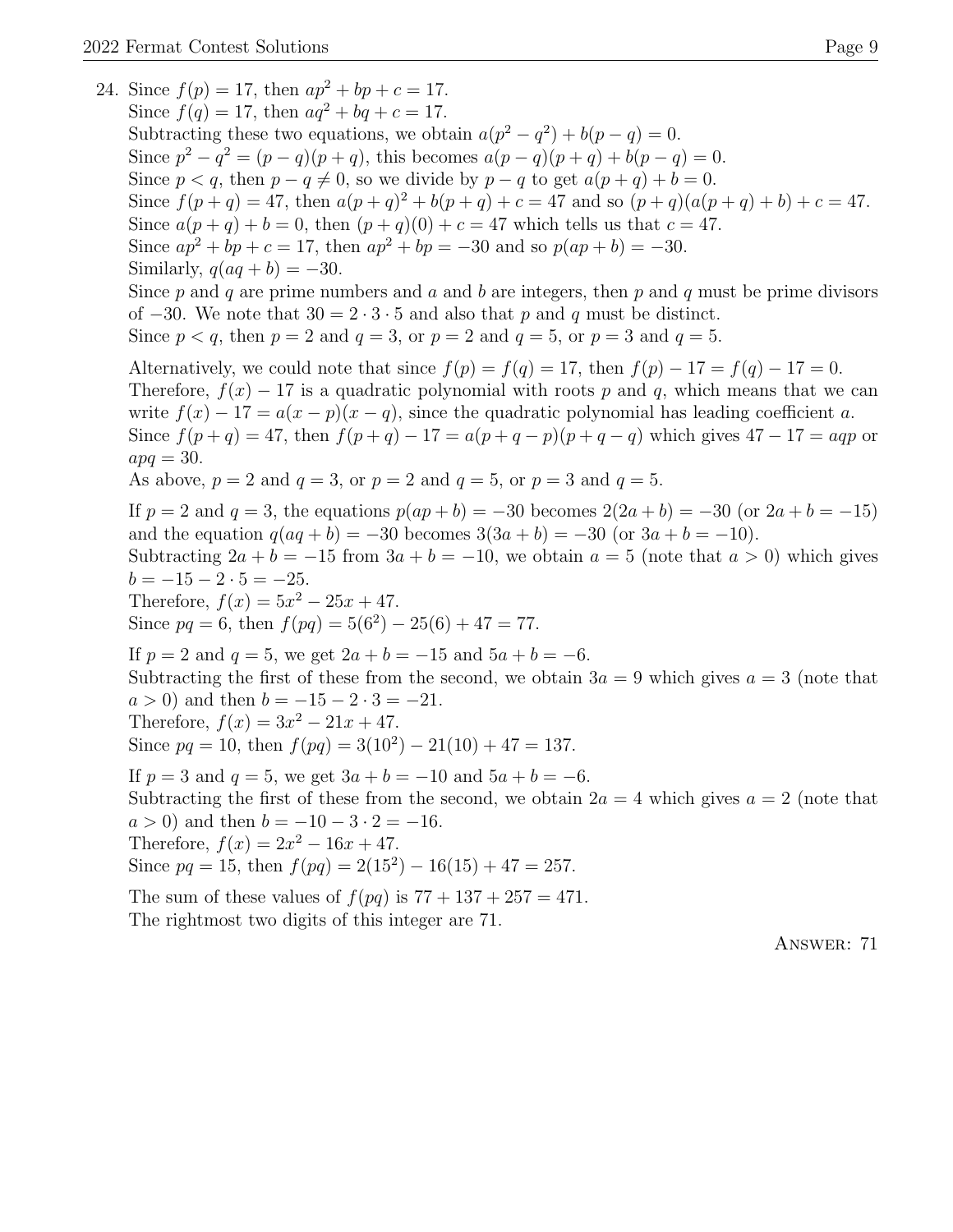24. Since $f(p) = 17$, then $ap^2 + bp + c = 17$.
Since $f(q) = 17$, then $aq^2 + bq + c = 17$.
Subtracting these two equations, we obtain $a(p^2 - q^2) + b(p - q) = 0$.
Since $p^2 - q^2 = (p - q)(p + q)$, this becomes $a(p - q)(p + q) + b(p - q) = 0$.
Since $p < q$, then $p - q \neq 0$, so we divide by $p - q$ to get $a(p + q) + b = 0$.
Since $f(p + q) = 47$, then $a(p + q)^2 + b(p + q) + c = 47$ and so $(p + q)(a(p + q) + b) + c = 47$.
Since $a(p + q) + b = 0$, then $(p + q)(0) + c = 47$ which tells us that $c = 47$.
Since $ap^2 + bp + c = 17$, then $ap^2 + bp = -30$ and so $p(ap + b) = -30$.
Similarly, $q(aq + b) = -30$.
Since $p$ and $q$ are prime numbers and $a$ and $b$ are integers, then $p$ and $q$ must be prime divisors of $-30$. We note that $30 = 2 \cdot 3 \cdot 5$ and also that $p$ and $q$ must be distinct.
Since $p < q$, then $p = 2$ and $q = 3$, or $p = 2$ and $q = 5$, or $p = 3$ and $q = 5$.

Alternatively, we could note that since $f(p) = f(q) = 17$, then $f(p) - 17 = f(q) - 17 = 0$.
Therefore, $f(x) - 17$ is a quadratic polynomial with roots $p$ and $q$, which means that we can write $f(x) - 17 = a(x - p)(x - q)$, since the quadratic polynomial has leading coefficient $a$.
Since $f(p + q) = 47$, then $f(p + q) - 17 = a(p + q - p)(p + q - q)$ which gives $47 - 17 = aqp$ or $apq = 30$.
As above, $p = 2$ and $q = 3$, or $p = 2$ and $q = 5$, or $p = 3$ and $q = 5$.

If $p = 2$ and $q = 3$, the equations $p(ap + b) = -30$ becomes $2(2a + b) = -30$ (or $2a + b = -15$) and the equation $q(aq + b) = -30$ becomes $3(3a + b) = -30$ (or $3a + b = -10$).
Subtracting $2a + b = -15$ from $3a + b = -10$, we obtain $a = 5$ (note that $a > 0$) which gives $b = -15 - 2 \cdot 5 = -25$.
Therefore, $f(x) = 5x^2 - 25x + 47$.
Since $pq = 6$, then $f(pq) = 5(6^2) - 25(6) + 47 = 77$.

If $p = 2$ and $q = 5$, we get $2a + b = -15$ and $5a + b = -6$.
Subtracting the first of these from the second, we obtain $3a = 9$ which gives $a = 3$ (note that $a > 0$) and then $b = -15 - 2 \cdot 3 = -21$.
Therefore, $f(x) = 3x^2 - 21x + 47$.
Since $pq = 10$, then $f(pq) = 3(10^2) - 21(10) + 47 = 137$.

If $p = 3$ and $q = 5$, we get $3a + b = -10$ and $5a + b = -6$.
Subtracting the first of these from the second, we obtain $2a = 4$ which gives $a = 2$ (note that $a > 0$) and then $b = -10 - 3 \cdot 2 = -16$.
Therefore, $f(x) = 2x^2 - 16x + 47$.
Since $pq = 15$, then $f(pq) = 2(15^2) - 16(15) + 47 = 257$.

The sum of these values of $f(pq)$ is $77 + 137 + 257 = 471$.
The rightmost two digits of this integer are 71.

Answer: 71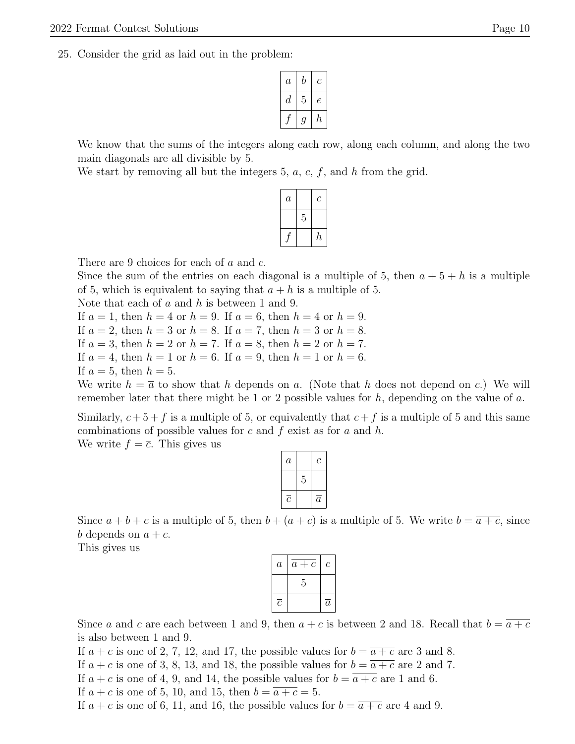25. Consider the grid as laid out in the problem:

| $a$ | $b$ | $c$ |
|---|---|---|
| $d$ | 5 | $e$ |
| $f$ | $g$ | $h$ |

We know that the sums of the integers along each row, along each column, and along the two main diagonals are all divisible by 5.
We start by removing all but the integers 5, $a$, $c$, $f$, and $h$ from the grid.

| $a$ | | $c$ |
|---|---|---|
| | 5 | |
| $f$ | | $h$ |

There are 9 choices for each of $a$ and $c$.
Since the sum of the entries on each diagonal is a multiple of 5, then $a + 5 + h$ is a multiple of 5, which is equivalent to saying that $a + h$ is a multiple of 5.
Note that each of $a$ and $h$ is between 1 and 9.
If $a = 1$, then $h = 4$ or $h = 9$. If $a = 6$, then $h = 4$ or $h = 9$.
If $a = 2$, then $h = 3$ or $h = 8$. If $a = 7$, then $h = 3$ or $h = 8$.
If $a = 3$, then $h = 2$ or $h = 7$. If $a = 8$, then $h = 2$ or $h = 7$.
If $a = 4$, then $h = 1$ or $h = 6$. If $a = 9$, then $h = 1$ or $h = 6$.
If $a = 5$, then $h = 5$.
We write $h = \overline{a}$ to show that $h$ depends on $a$. (Note that $h$ does not depend on $c$.) We will remember later that there might be 1 or 2 possible values for $h$, depending on the value of $a$.

Similarly, $c + 5 + f$ is a multiple of 5, or equivalently that $c + f$ is a multiple of 5 and this same combinations of possible values for $c$ and $f$ exist as for $a$ and $h$.
We write $f = \overline{c}$. This gives us

| $a$ | | $c$ |
|---|---|---|
| | 5 | |
| $\overline{c}$ | | $\overline{a}$ |

Since $a + b + c$ is a multiple of 5, then $b + (a + c)$ is a multiple of 5. We write $b = \overline{a + c}$, since $b$ depends on $a + c$.
This gives us

| $a$ | $\overline{a+c}$ | $c$ |
|---|---|---|
| | 5 | |
| $\overline{c}$ | | $\overline{a}$ |

Since $a$ and $c$ are each between 1 and 9, then $a + c$ is between 2 and 18. Recall that $b = \overline{a + c}$ is also between 1 and 9.
If $a + c$ is one of 2, 7, 12, and 17, the possible values for $b = \overline{a + c}$ are 3 and 8.
If $a + c$ is one of 3, 8, 13, and 18, the possible values for $b = \overline{a + c}$ are 2 and 7.
If $a + c$ is one of 4, 9, and 14, the possible values for $b = \overline{a + c}$ are 1 and 6.
If $a + c$ is one of 5, 10, and 15, then $b = \overline{a + c} = 5$.
If $a + c$ is one of 6, 11, and 16, the possible values for $b = \overline{a + c}$ are 4 and 9.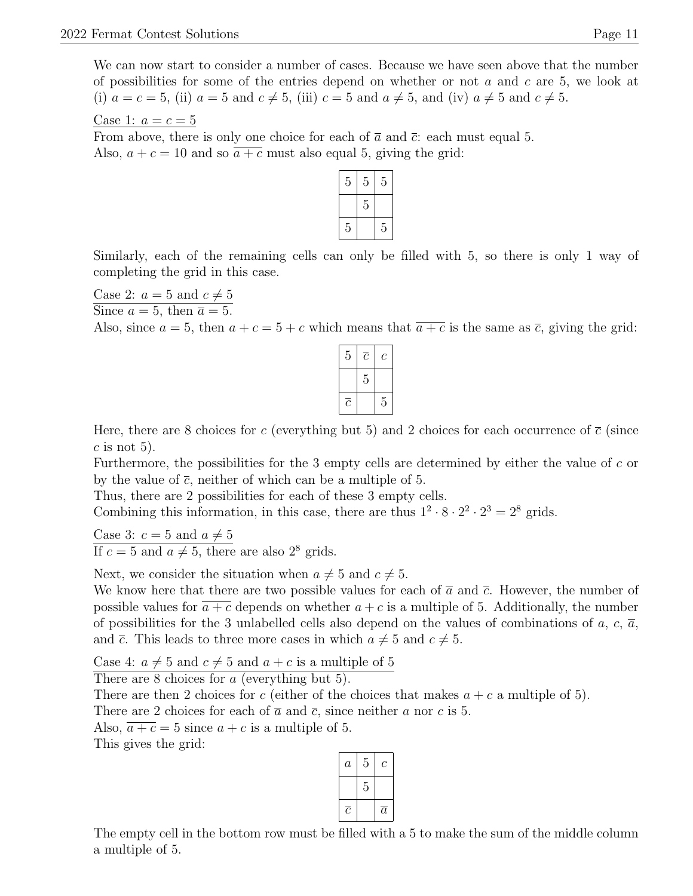We can now start to consider a number of cases. Because we have seen above that the number of possibilities for some of the entries depend on whether or not $a$ and $c$ are 5, we look at (i) $a = c = 5$, (ii) $a = 5$ and $c \neq 5$, (iii) $c = 5$ and $a \neq 5$, and (iv) $a \neq 5$ and $c \neq 5$.

<u>Case 1: $a = c = 5$</u>
From above, there is only one choice for each of $\overline{a}$ and $\overline{c}$: each must equal 5.
Also, $a + c = 10$ and so $\overline{a+c}$ must also equal 5, giving the grid:

| | | |
|---|---|---|
| 5 | 5 | 5 |
| | 5 | |
| 5 | | 5 |

Similarly, each of the remaining cells can only be filled with 5, so there is only 1 way of completing the grid in this case.

<u>Case 2: $a = 5$ and $c \neq 5$</u>
<u>Since $a = 5$, then $\overline{a} = 5$.</u>
Also, since $a = 5$, then $a + c = 5 + c$ which means that $\overline{a+c}$ is the same as $\overline{c}$, giving the grid:

| | | |
|---|---|---|
| 5 | $\overline{c}$ | $c$ |
| | 5 | |
| $\overline{c}$ | | 5 |

Here, there are 8 choices for $c$ (everything but 5) and 2 choices for each occurrence of $\overline{c}$ (since $c$ is not 5).
Furthermore, the possibilities for the 3 empty cells are determined by either the value of $c$ or by the value of $\overline{c}$, neither of which can be a multiple of 5.
Thus, there are 2 possibilities for each of these 3 empty cells.
Combining this information, in this case, there are thus $1^2 \cdot 8 \cdot 2^2 \cdot 2^3 = 2^8$ grids.

<u>Case 3: $c = 5$ and $a \neq 5$</u>
<u>If $c = 5$ and $a \neq 5$, there are also $2^8$ grids.</u>

Next, we consider the situation when $a \neq 5$ and $c \neq 5$.
We know here that there are two possible values for each of $\overline{a}$ and $\overline{c}$. However, the number of possible values for $\overline{a+c}$ depends on whether $a + c$ is a multiple of 5. Additionally, the number of possibilities for the 3 unlabelled cells also depend on the values of combinations of $a$, $c$, $\overline{a}$, and $\overline{c}$. This leads to three more cases in which $a \neq 5$ and $c \neq 5$.

<u>Case 4: $a \neq 5$ and $c \neq 5$ and $a + c$ is a multiple of 5</u>
There are 8 choices for $a$ (everything but 5).
There are then 2 choices for $c$ (either of the choices that makes $a + c$ a multiple of 5).
There are 2 choices for each of $\overline{a}$ and $\overline{c}$, since neither $a$ nor $c$ is 5.
Also, $\overline{a+c} = 5$ since $a + c$ is a multiple of 5.
This gives the grid:

| | | |
|---|---|---|
| $a$ | 5 | $c$ |
| | 5 | |
| $\overline{c}$ | | $\overline{a}$ |

The empty cell in the bottom row must be filled with a 5 to make the sum of the middle column a multiple of 5.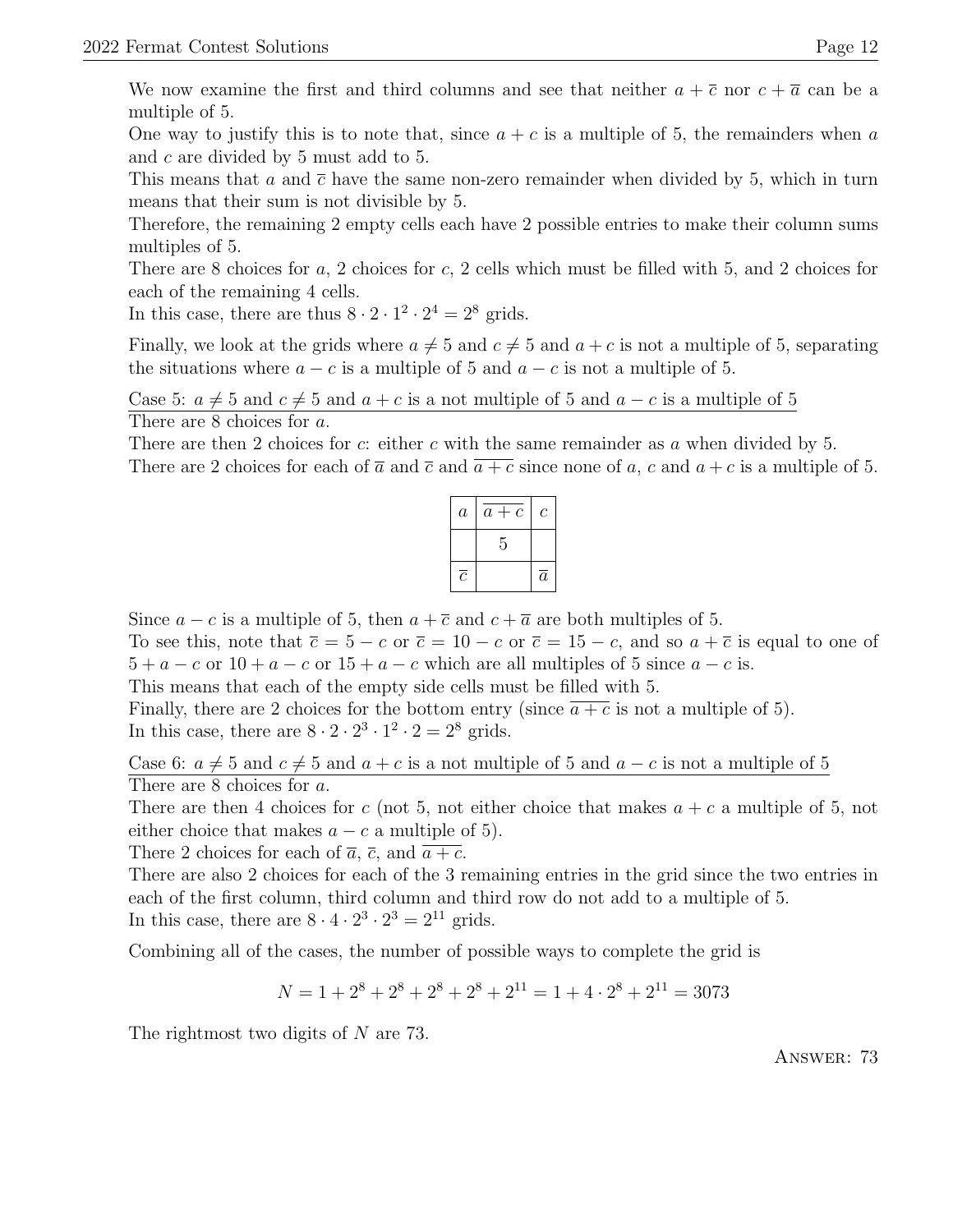We now examine the first and third columns and see that neither $a + \overline{c}$ nor $c + \overline{a}$ can be a multiple of 5.

One way to justify this is to note that, since $a + c$ is a multiple of 5, the remainders when $a$ and $c$ are divided by 5 must add to 5.

This means that $a$ and $\overline{c}$ have the same non-zero remainder when divided by 5, which in turn means that their sum is not divisible by 5.

Therefore, the remaining 2 empty cells each have 2 possible entries to make their column sums multiples of 5.

There are 8 choices for $a$, 2 choices for $c$, 2 cells which must be filled with 5, and 2 choices for each of the remaining 4 cells.

In this case, there are thus $8 \cdot 2 \cdot 1^2 \cdot 2^4 = 2^8$ grids.

Finally, we look at the grids where $a \neq 5$ and $c \neq 5$ and $a + c$ is not a multiple of 5, separating the situations where $a - c$ is a multiple of 5 and $a - c$ is not a multiple of 5.

<u>Case 5: $a \neq 5$ and $c \neq 5$ and $a + c$ is a not multiple of 5 and $a - c$ is a multiple of 5</u>

There are 8 choices for $a$.

There are then 2 choices for $c$: either $c$ with the same remainder as $a$ when divided by 5.

There are 2 choices for each of $\overline{a}$ and $\overline{c}$ and $\overline{a+c}$ since none of $a$, $c$ and $a + c$ is a multiple of 5.

| | | |
|---|---|---|
| $a$ | $\overline{a+c}$ | $c$ |
| | 5 | |
| $\overline{c}$ | | $\overline{a}$ |

Since $a - c$ is a multiple of 5, then $a + \overline{c}$ and $c + \overline{a}$ are both multiples of 5.

To see this, note that $\overline{c} = 5 - c$ or $\overline{c} = 10 - c$ or $\overline{c} = 15 - c$, and so $a + \overline{c}$ is equal to one of $5 + a - c$ or $10 + a - c$ or $15 + a - c$ which are all multiples of 5 since $a - c$ is.

This means that each of the empty side cells must be filled with 5.

Finally, there are 2 choices for the bottom entry (since $\overline{a+c}$ is not a multiple of 5).

In this case, there are $8 \cdot 2 \cdot 2^3 \cdot 1^2 \cdot 2 = 2^8$ grids.

<u>Case 6: $a \neq 5$ and $c \neq 5$ and $a + c$ is a not multiple of 5 and $a - c$ is not a multiple of 5</u>

There are 8 choices for $a$.

There are then 4 choices for $c$ (not 5, not either choice that makes $a + c$ a multiple of 5, not either choice that makes $a - c$ a multiple of 5).

There 2 choices for each of $\overline{a}$, $\overline{c}$, and $\overline{a+c}$.

There are also 2 choices for each of the 3 remaining entries in the grid since the two entries in each of the first column, third column and third row do not add to a multiple of 5.

In this case, there are $8 \cdot 4 \cdot 2^3 \cdot 2^3 = 2^{11}$ grids.

Combining all of the cases, the number of possible ways to complete the grid is

$$N = 1 + 2^8 + 2^8 + 2^8 + 2^8 + 2^{11} = 1 + 4 \cdot 2^8 + 2^{11} = 3073$$

The rightmost two digits of $N$ are 73.

ANSWER: 73